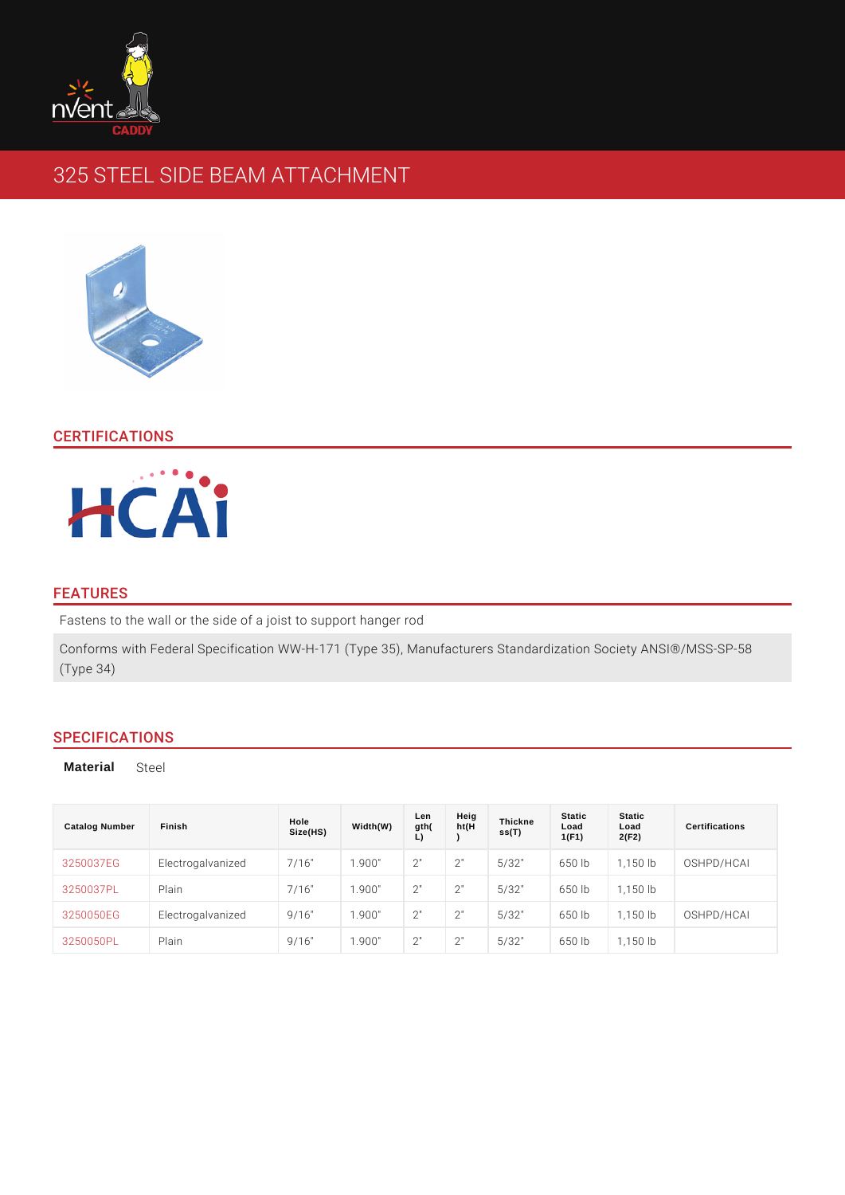# 325 STEEL SIDE BEAM ATTACHMENT

## CERTIFICATIONS

## FEATURES

Fastens to the wall or the side of a joist to support hanger rod

Conforms with Federal Specification WW-H-171 (Type 35), Manufacturers Standardization Society ANSI®/MSS-SP-58 (Type 34)

## SPECIFICATIONS

**Material** Steel

| Catalog Number | Finish | Hole Size(HS) | Width(W) | Length(L) | Height(H) | Thickness(T) | Static Load 1(F1) | Static Load 2(F2) | Certifications |
|---|---|---|---|---|---|---|---|---|---|
| 3250037EG | Electrogalvanized | 7/16" | 1.900" | 2" | 2" | 5/32" | 650 lb | 1,150 lb | OSHPD/HCAI |
| 3250037PL | Plain | 7/16" | 1.900" | 2" | 2" | 5/32" | 650 lb | 1,150 lb | |
| 3250050EG | Electrogalvanized | 9/16" | 1.900" | 2" | 2" | 5/32" | 650 lb | 1,150 lb | OSHPD/HCAI |
| 3250050PL | Plain | 9/16" | 1.900" | 2" | 2" | 5/32" | 650 lb | 1,150 lb | |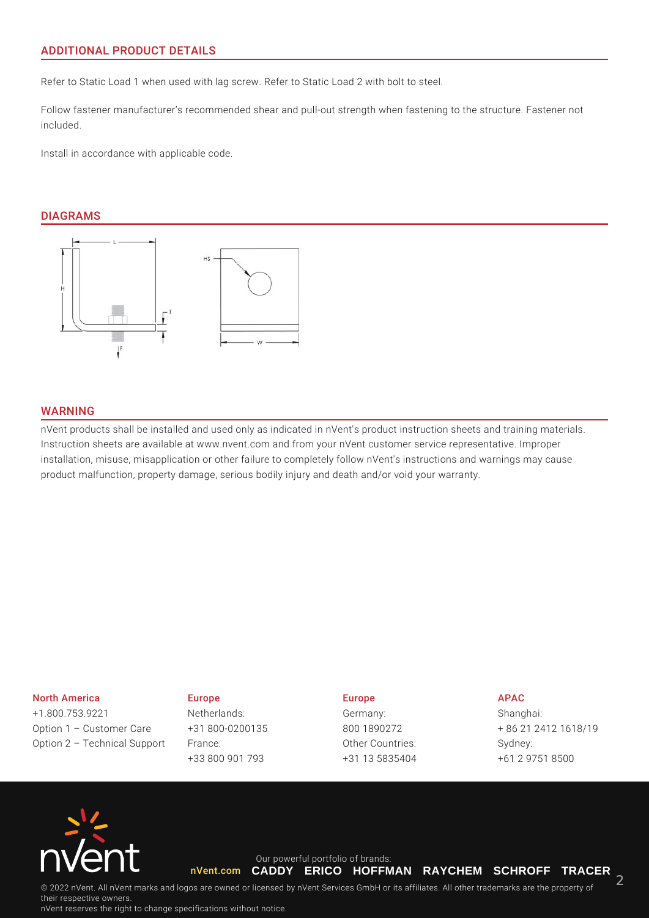## ADDITIONAL PRODUCT DETAILS

Refer to Static Load 1 when used with lag screw. Refer to Static Load 2 with bolt to steel.

Follow fastener manufacturer's recommended shear and pull-out strength when fastening to the structure. Fastener not included.

Install in accordance with applicable code.

## DIAGRAMS

L
H
T
F
HS
W

## WARNING

nVent products shall be installed and used only as indicated in nVent's product instruction sheets and training materials. Instruction sheets are available at www.nvent.com and from your nVent customer service representative. Improper installation, misuse, misapplication or other failure to completely follow nVent's instructions and warnings may cause product malfunction, property damage, serious bodily injury and death and/or void your warranty.

**North America**
+1.800.753.9221
Option 1 – Customer Care
Option 2 – Technical Support

**Europe**
Netherlands:
+31 800-0200135
France:
+33 800 901 793

**Europe**
Germany:
800 1890272
Other Countries:
+31 13 5835404

**APAC**
Shanghai:
+ 86 21 2412 1618/19
Sydney:
+61 2 9751 8500

nVent

Our powerful portfolio of brands:
nVent.com CADDY ERICO HOFFMAN RAYCHEM SCHROFF TRACER

© 2022 nVent. All nVent marks and logos are owned or licensed by nVent Services GmbH or its affiliates. All other trademarks are the property of their respective owners.
nVent reserves the right to change specifications without notice.